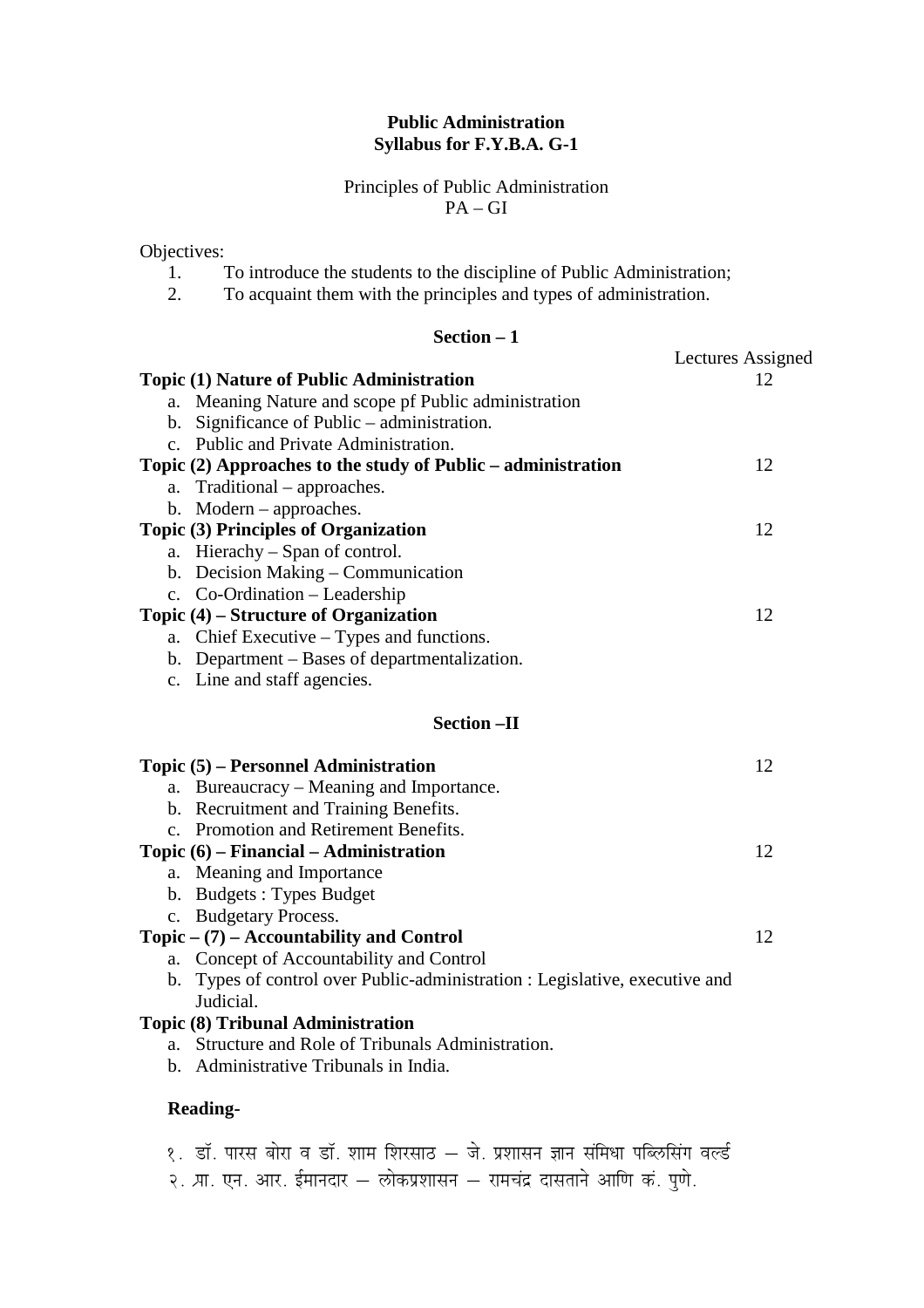**Public Administration**
**Syllabus for F.Y.B.A. G-1**

Principles of Public Administration
PA – GI

Objectives:

1. To introduce the students to the discipline of Public Administration;
2. To acquaint them with the principles and types of administration.

**Section – 1**

| | Lectures Assigned |
|---|---|
| **Topic (1) Nature of Public Administration** | 12 |
| a. Meaning Nature and scope pf Public administration | |
| b. Significance of Public – administration. | |
| c. Public and Private Administration. | |
| **Topic (2) Approaches to the study of Public – administration** | 12 |
| a. Traditional – approaches. | |
| b. Modern – approaches. | |
| **Topic (3) Principles of Organization** | 12 |
| a. Hierachy – Span of control. | |
| b. Decision Making – Communication | |
| c. Co-Ordination – Leadership | |
| **Topic (4) – Structure of Organization** | 12 |
| a. Chief Executive – Types and functions. | |
| b. Department – Bases of departmentalization. | |
| c. Line and staff agencies. | |

**Section –II**

| | |
|---|---|
| **Topic (5) – Personnel Administration** | 12 |
| a. Bureaucracy – Meaning and Importance. | |
| b. Recruitment and Training Benefits. | |
| c. Promotion and Retirement Benefits. | |
| **Topic (6) – Financial – Administration** | 12 |
| a. Meaning and Importance | |
| b. Budgets : Types Budget | |
| c. Budgetary Process. | |
| **Topic – (7) – Accountability and Control** | 12 |
| a. Concept of Accountability and Control | |
| b. Types of control over Public-administration : Legislative, executive and Judicial. | |
| **Topic (8) Tribunal Administration** | |
| a. Structure and Role of Tribunals Administration. | |
| b. Administrative Tribunals in India. | |

**Reading-**

१. डॉ. पारस बोरा व डॉ. शाम शिरसाठ – जे. प्रशासन ज्ञान संमिधा पब्लिसिंग वर्ल्ड

२. प्रा. एन. आर. ईमानदार – लोकप्रशासन – रामचंद्र दासताने आणि कं. पुणे.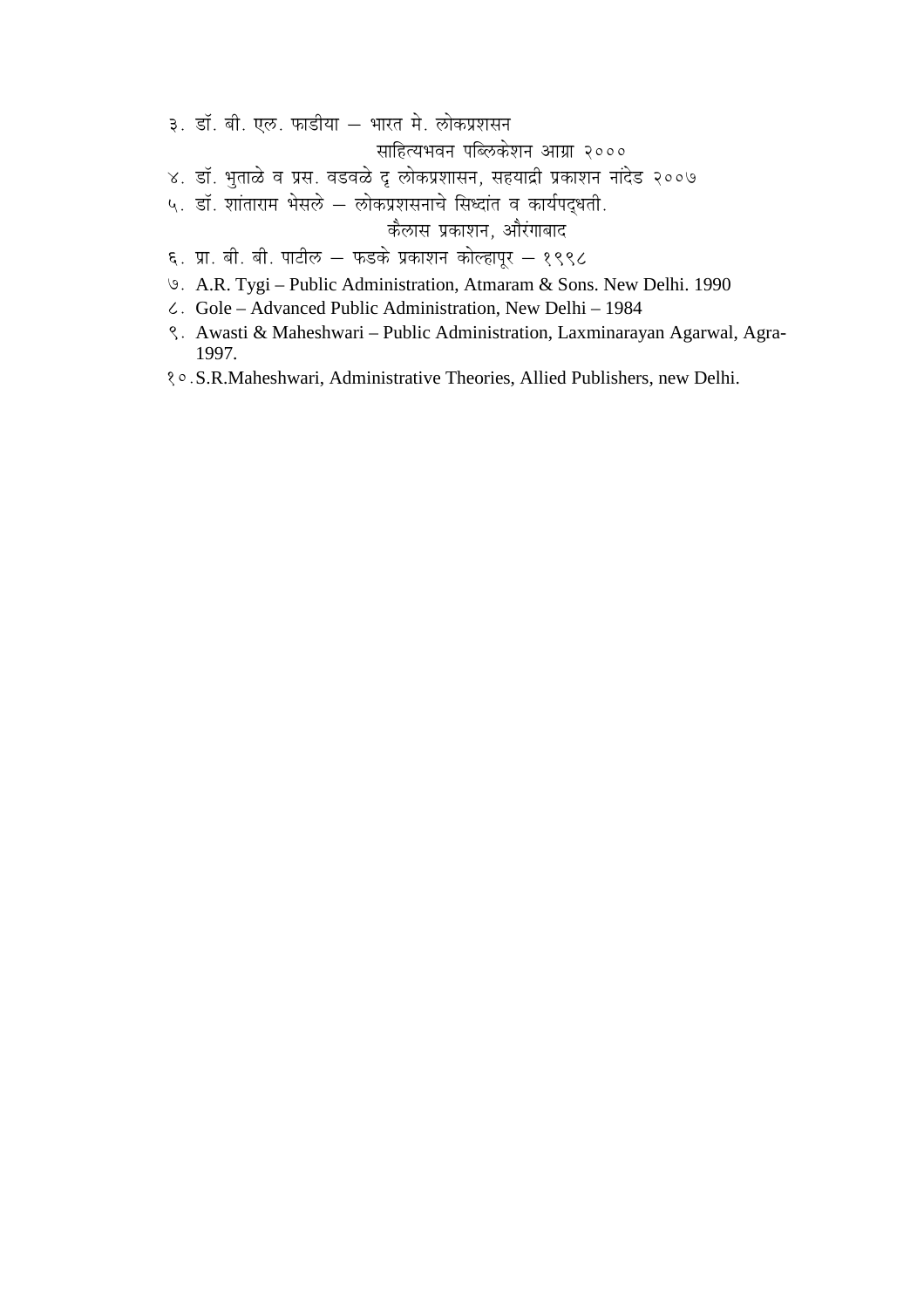३. डॉ. बी. एल. फाडीया – भारत मे. लोकप्रशसन
साहित्यभवन पब्लिकेशन आग्रा २०००

४. डॉ. भुताळे व प्रस. वडवळे दृ लोकप्रशासन, सहयाद्री प्रकाशन नांदेड २००७

५. डॉ. शांताराम भेसले – लोकप्रशसनाचे सिध्दांत व कार्यपद्धती.
कैलास प्रकाशन, औरंगाबाद

६. प्रा. बी. बी. पाटील – फडके प्रकाशन कोल्हापूर – १९९८

७. A.R. Tygi – Public Administration, Atmaram & Sons. New Delhi. 1990

८. Gole – Advanced Public Administration, New Delhi – 1984

९. Awasti & Maheshwari – Public Administration, Laxminarayan Agarwal, Agra-1997.

१०. S.R.Maheshwari, Administrative Theories, Allied Publishers, new Delhi.